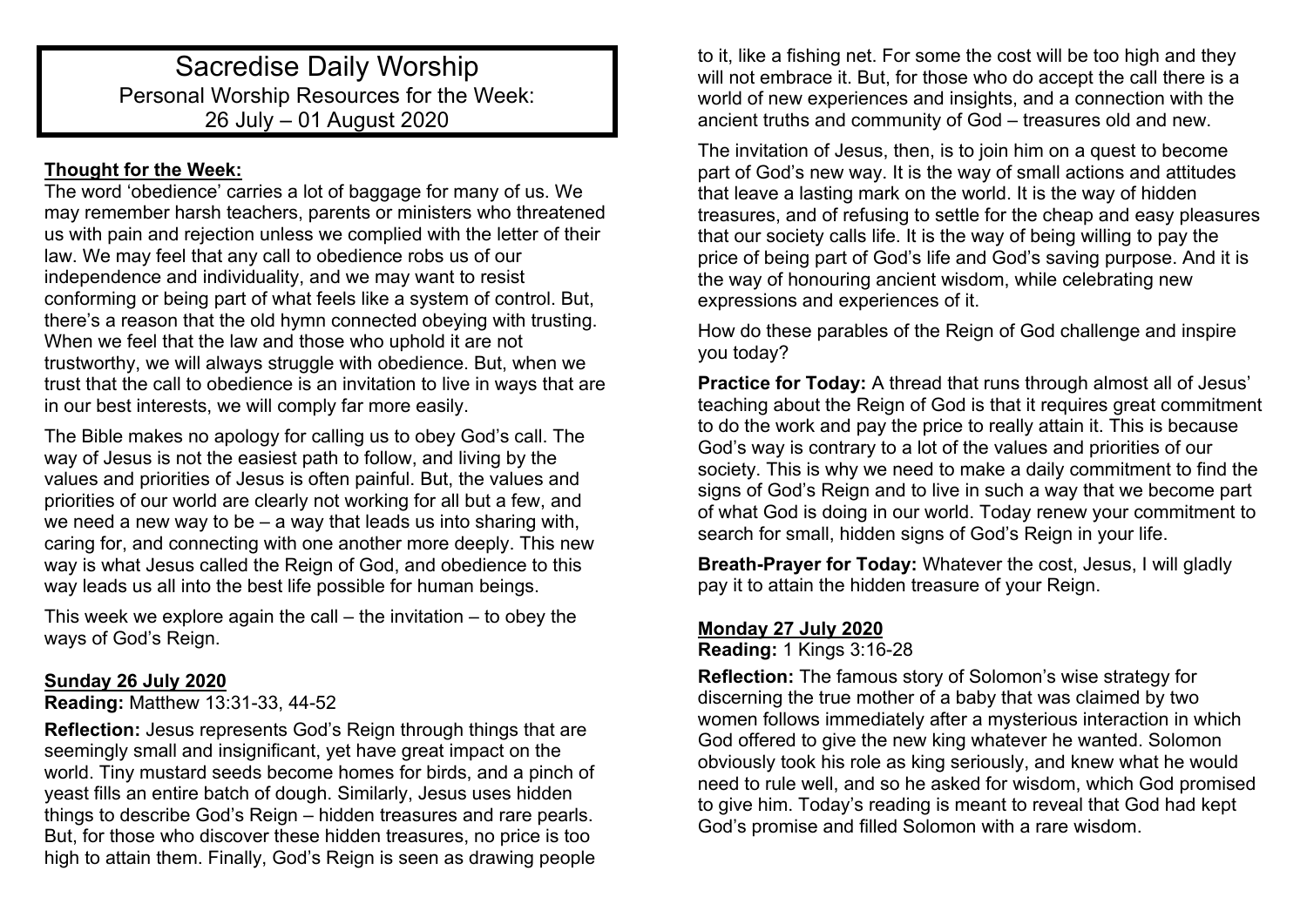# Sacredise Daily Worship

Personal Worship Resources for the Week:
26 July – 01 August 2020

## Thought for the Week:

The word 'obedience' carries a lot of baggage for many of us. We may remember harsh teachers, parents or ministers who threatened us with pain and rejection unless we complied with the letter of their law. We may feel that any call to obedience robs us of our independence and individuality, and we may want to resist conforming or being part of what feels like a system of control. But, there's a reason that the old hymn connected obeying with trusting. When we feel that the law and those who uphold it are not trustworthy, we will always struggle with obedience. But, when we trust that the call to obedience is an invitation to live in ways that are in our best interests, we will comply far more easily.

The Bible makes no apology for calling us to obey God's call. The way of Jesus is not the easiest path to follow, and living by the values and priorities of Jesus is often painful. But, the values and priorities of our world are clearly not working for all but a few, and we need a new way to be – a way that leads us into sharing with, caring for, and connecting with one another more deeply. This new way is what Jesus called the Reign of God, and obedience to this way leads us all into the best life possible for human beings.

This week we explore again the call – the invitation – to obey the ways of God's Reign.

## Sunday 26 July 2020

**Reading:** Matthew 13:31-33, 44-52

**Reflection:** Jesus represents God's Reign through things that are seemingly small and insignificant, yet have great impact on the world. Tiny mustard seeds become homes for birds, and a pinch of yeast fills an entire batch of dough. Similarly, Jesus uses hidden things to describe God's Reign – hidden treasures and rare pearls. But, for those who discover these hidden treasures, no price is too high to attain them. Finally, God's Reign is seen as drawing people to it, like a fishing net. For some the cost will be too high and they will not embrace it. But, for those who do accept the call there is a world of new experiences and insights, and a connection with the ancient truths and community of God – treasures old and new.

The invitation of Jesus, then, is to join him on a quest to become part of God's new way. It is the way of small actions and attitudes that leave a lasting mark on the world. It is the way of hidden treasures, and of refusing to settle for the cheap and easy pleasures that our society calls life. It is the way of being willing to pay the price of being part of God's life and God's saving purpose. And it is the way of honouring ancient wisdom, while celebrating new expressions and experiences of it.

How do these parables of the Reign of God challenge and inspire you today?

**Practice for Today:** A thread that runs through almost all of Jesus' teaching about the Reign of God is that it requires great commitment to do the work and pay the price to really attain it. This is because God's way is contrary to a lot of the values and priorities of our society. This is why we need to make a daily commitment to find the signs of God's Reign and to live in such a way that we become part of what God is doing in our world. Today renew your commitment to search for small, hidden signs of God's Reign in your life.

**Breath-Prayer for Today:** Whatever the cost, Jesus, I will gladly pay it to attain the hidden treasure of your Reign.

## Monday 27 July 2020

**Reading:** 1 Kings 3:16-28

**Reflection:** The famous story of Solomon's wise strategy for discerning the true mother of a baby that was claimed by two women follows immediately after a mysterious interaction in which God offered to give the new king whatever he wanted. Solomon obviously took his role as king seriously, and knew what he would need to rule well, and so he asked for wisdom, which God promised to give him. Today's reading is meant to reveal that God had kept God's promise and filled Solomon with a rare wisdom.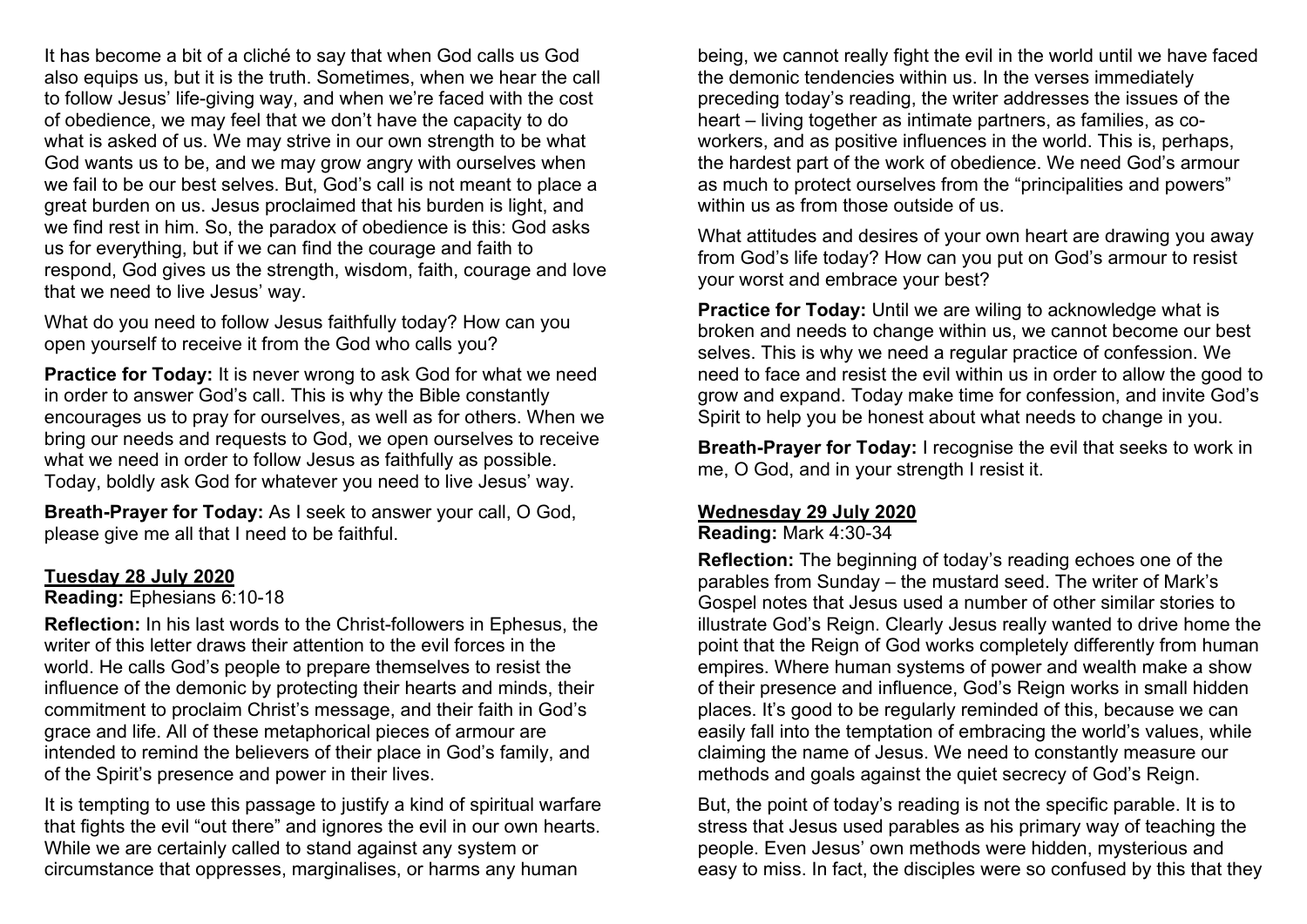It has become a bit of a cliché to say that when God calls us God also equips us, but it is the truth. Sometimes, when we hear the call to follow Jesus' life-giving way, and when we're faced with the cost of obedience, we may feel that we don't have the capacity to do what is asked of us. We may strive in our own strength to be what God wants us to be, and we may grow angry with ourselves when we fail to be our best selves. But, God's call is not meant to place a great burden on us. Jesus proclaimed that his burden is light, and we find rest in him. So, the paradox of obedience is this: God asks us for everything, but if we can find the courage and faith to respond, God gives us the strength, wisdom, faith, courage and love that we need to live Jesus' way.

What do you need to follow Jesus faithfully today? How can you open yourself to receive it from the God who calls you?

**Practice for Today:** It is never wrong to ask God for what we need in order to answer God's call. This is why the Bible constantly encourages us to pray for ourselves, as well as for others. When we bring our needs and requests to God, we open ourselves to receive what we need in order to follow Jesus as faithfully as possible. Today, boldly ask God for whatever you need to live Jesus' way.

**Breath-Prayer for Today:** As I seek to answer your call, O God, please give me all that I need to be faithful.

## Tuesday 28 July 2020

**Reading:** Ephesians 6:10-18

**Reflection:** In his last words to the Christ-followers in Ephesus, the writer of this letter draws their attention to the evil forces in the world. He calls God's people to prepare themselves to resist the influence of the demonic by protecting their hearts and minds, their commitment to proclaim Christ's message, and their faith in God's grace and life. All of these metaphorical pieces of armour are intended to remind the believers of their place in God's family, and of the Spirit's presence and power in their lives.

It is tempting to use this passage to justify a kind of spiritual warfare that fights the evil "out there" and ignores the evil in our own hearts. While we are certainly called to stand against any system or circumstance that oppresses, marginalises, or harms any human being, we cannot really fight the evil in the world until we have faced the demonic tendencies within us. In the verses immediately preceding today's reading, the writer addresses the issues of the heart – living together as intimate partners, as families, as co-workers, and as positive influences in the world. This is, perhaps, the hardest part of the work of obedience. We need God's armour as much to protect ourselves from the "principalities and powers" within us as from those outside of us.

What attitudes and desires of your own heart are drawing you away from God's life today? How can you put on God's armour to resist your worst and embrace your best?

**Practice for Today:** Until we are wiling to acknowledge what is broken and needs to change within us, we cannot become our best selves. This is why we need a regular practice of confession. We need to face and resist the evil within us in order to allow the good to grow and expand. Today make time for confession, and invite God's Spirit to help you be honest about what needs to change in you.

**Breath-Prayer for Today:** I recognise the evil that seeks to work in me, O God, and in your strength I resist it.

## Wednesday 29 July 2020

**Reading:** Mark 4:30-34

**Reflection:** The beginning of today's reading echoes one of the parables from Sunday – the mustard seed. The writer of Mark's Gospel notes that Jesus used a number of other similar stories to illustrate God's Reign. Clearly Jesus really wanted to drive home the point that the Reign of God works completely differently from human empires. Where human systems of power and wealth make a show of their presence and influence, God's Reign works in small hidden places. It's good to be regularly reminded of this, because we can easily fall into the temptation of embracing the world's values, while claiming the name of Jesus. We need to constantly measure our methods and goals against the quiet secrecy of God's Reign.

But, the point of today's reading is not the specific parable. It is to stress that Jesus used parables as his primary way of teaching the people. Even Jesus' own methods were hidden, mysterious and easy to miss. In fact, the disciples were so confused by this that they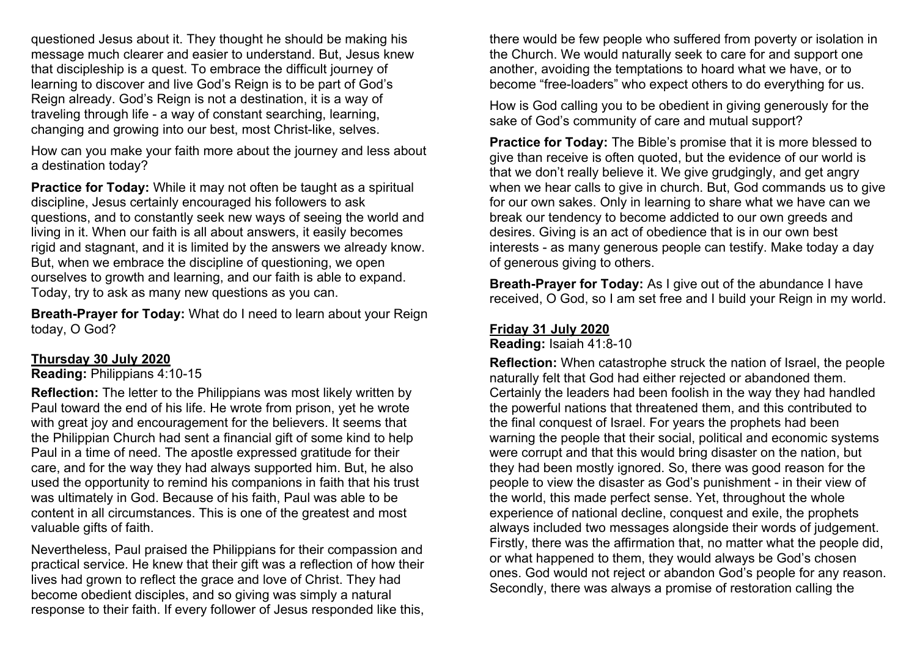questioned Jesus about it. They thought he should be making his message much clearer and easier to understand. But, Jesus knew that discipleship is a quest. To embrace the difficult journey of learning to discover and live God's Reign is to be part of God's Reign already. God's Reign is not a destination, it is a way of traveling through life - a way of constant searching, learning, changing and growing into our best, most Christ-like, selves.

How can you make your faith more about the journey and less about a destination today?

**Practice for Today:** While it may not often be taught as a spiritual discipline, Jesus certainly encouraged his followers to ask questions, and to constantly seek new ways of seeing the world and living in it. When our faith is all about answers, it easily becomes rigid and stagnant, and it is limited by the answers we already know. But, when we embrace the discipline of questioning, we open ourselves to growth and learning, and our faith is able to expand. Today, try to ask as many new questions as you can.

**Breath-Prayer for Today:** What do I need to learn about your Reign today, O God?

## Thursday 30 July 2020

**Reading:** Philippians 4:10-15

**Reflection:** The letter to the Philippians was most likely written by Paul toward the end of his life. He wrote from prison, yet he wrote with great joy and encouragement for the believers. It seems that the Philippian Church had sent a financial gift of some kind to help Paul in a time of need. The apostle expressed gratitude for their care, and for the way they had always supported him. But, he also used the opportunity to remind his companions in faith that his trust was ultimately in God. Because of his faith, Paul was able to be content in all circumstances. This is one of the greatest and most valuable gifts of faith.

Nevertheless, Paul praised the Philippians for their compassion and practical service. He knew that their gift was a reflection of how their lives had grown to reflect the grace and love of Christ. They had become obedient disciples, and so giving was simply a natural response to their faith. If every follower of Jesus responded like this, there would be few people who suffered from poverty or isolation in the Church. We would naturally seek to care for and support one another, avoiding the temptations to hoard what we have, or to become "free-loaders" who expect others to do everything for us.

How is God calling you to be obedient in giving generously for the sake of God's community of care and mutual support?

**Practice for Today:** The Bible's promise that it is more blessed to give than receive is often quoted, but the evidence of our world is that we don't really believe it. We give grudgingly, and get angry when we hear calls to give in church. But, God commands us to give for our own sakes. Only in learning to share what we have can we break our tendency to become addicted to our own greeds and desires. Giving is an act of obedience that is in our own best interests - as many generous people can testify. Make today a day of generous giving to others.

**Breath-Prayer for Today:** As I give out of the abundance I have received, O God, so I am set free and I build your Reign in my world.

## Friday 31 July 2020

**Reading:** Isaiah 41:8-10

**Reflection:** When catastrophe struck the nation of Israel, the people naturally felt that God had either rejected or abandoned them. Certainly the leaders had been foolish in the way they had handled the powerful nations that threatened them, and this contributed to the final conquest of Israel. For years the prophets had been warning the people that their social, political and economic systems were corrupt and that this would bring disaster on the nation, but they had been mostly ignored. So, there was good reason for the people to view the disaster as God's punishment - in their view of the world, this made perfect sense. Yet, throughout the whole experience of national decline, conquest and exile, the prophets always included two messages alongside their words of judgement. Firstly, there was the affirmation that, no matter what the people did, or what happened to them, they would always be God's chosen ones. God would not reject or abandon God's people for any reason. Secondly, there was always a promise of restoration calling the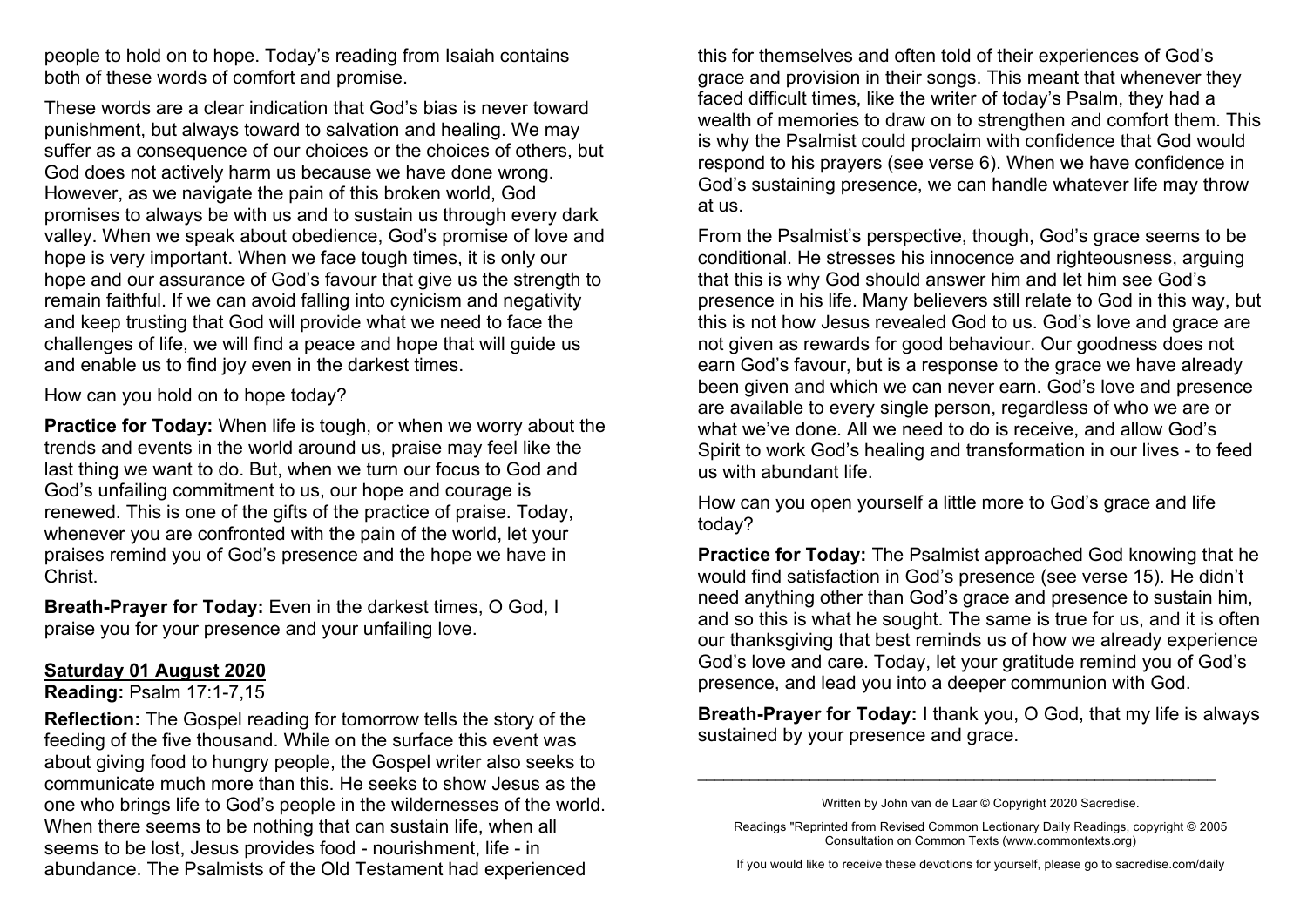people to hold on to hope. Today's reading from Isaiah contains both of these words of comfort and promise.

These words are a clear indication that God's bias is never toward punishment, but always toward to salvation and healing. We may suffer as a consequence of our choices or the choices of others, but God does not actively harm us because we have done wrong. However, as we navigate the pain of this broken world, God promises to always be with us and to sustain us through every dark valley. When we speak about obedience, God's promise of love and hope is very important. When we face tough times, it is only our hope and our assurance of God's favour that give us the strength to remain faithful. If we can avoid falling into cynicism and negativity and keep trusting that God will provide what we need to face the challenges of life, we will find a peace and hope that will guide us and enable us to find joy even in the darkest times.

How can you hold on to hope today?

**Practice for Today:** When life is tough, or when we worry about the trends and events in the world around us, praise may feel like the last thing we want to do. But, when we turn our focus to God and God's unfailing commitment to us, our hope and courage is renewed. This is one of the gifts of the practice of praise. Today, whenever you are confronted with the pain of the world, let your praises remind you of God's presence and the hope we have in Christ.

**Breath-Prayer for Today:** Even in the darkest times, O God, I praise you for your presence and your unfailing love.

## Saturday 01 August 2020

**Reading:** Psalm 17:1-7,15

**Reflection:** The Gospel reading for tomorrow tells the story of the feeding of the five thousand. While on the surface this event was about giving food to hungry people, the Gospel writer also seeks to communicate much more than this. He seeks to show Jesus as the one who brings life to God's people in the wildernesses of the world. When there seems to be nothing that can sustain life, when all seems to be lost, Jesus provides food - nourishment, life - in abundance. The Psalmists of the Old Testament had experienced this for themselves and often told of their experiences of God's grace and provision in their songs. This meant that whenever they faced difficult times, like the writer of today's Psalm, they had a wealth of memories to draw on to strengthen and comfort them. This is why the Psalmist could proclaim with confidence that God would respond to his prayers (see verse 6). When we have confidence in God's sustaining presence, we can handle whatever life may throw at us.

From the Psalmist's perspective, though, God's grace seems to be conditional. He stresses his innocence and righteousness, arguing that this is why God should answer him and let him see God's presence in his life. Many believers still relate to God in this way, but this is not how Jesus revealed God to us. God's love and grace are not given as rewards for good behaviour. Our goodness does not earn God's favour, but is a response to the grace we have already been given and which we can never earn. God's love and presence are available to every single person, regardless of who we are or what we've done. All we need to do is receive, and allow God's Spirit to work God's healing and transformation in our lives - to feed us with abundant life.

How can you open yourself a little more to God's grace and life today?

**Practice for Today:** The Psalmist approached God knowing that he would find satisfaction in God's presence (see verse 15). He didn't need anything other than God's grace and presence to sustain him, and so this is what he sought. The same is true for us, and it is often our thanksgiving that best reminds us of how we already experience God's love and care. Today, let your gratitude remind you of God's presence, and lead you into a deeper communion with God.

**Breath-Prayer for Today:** I thank you, O God, that my life is always sustained by your presence and grace.

---

Written by John van de Laar © Copyright 2020 Sacredise.

Readings "Reprinted from Revised Common Lectionary Daily Readings, copyright © 2005 Consultation on Common Texts (www.commontexts.org)

If you would like to receive these devotions for yourself, please go to sacredise.com/daily